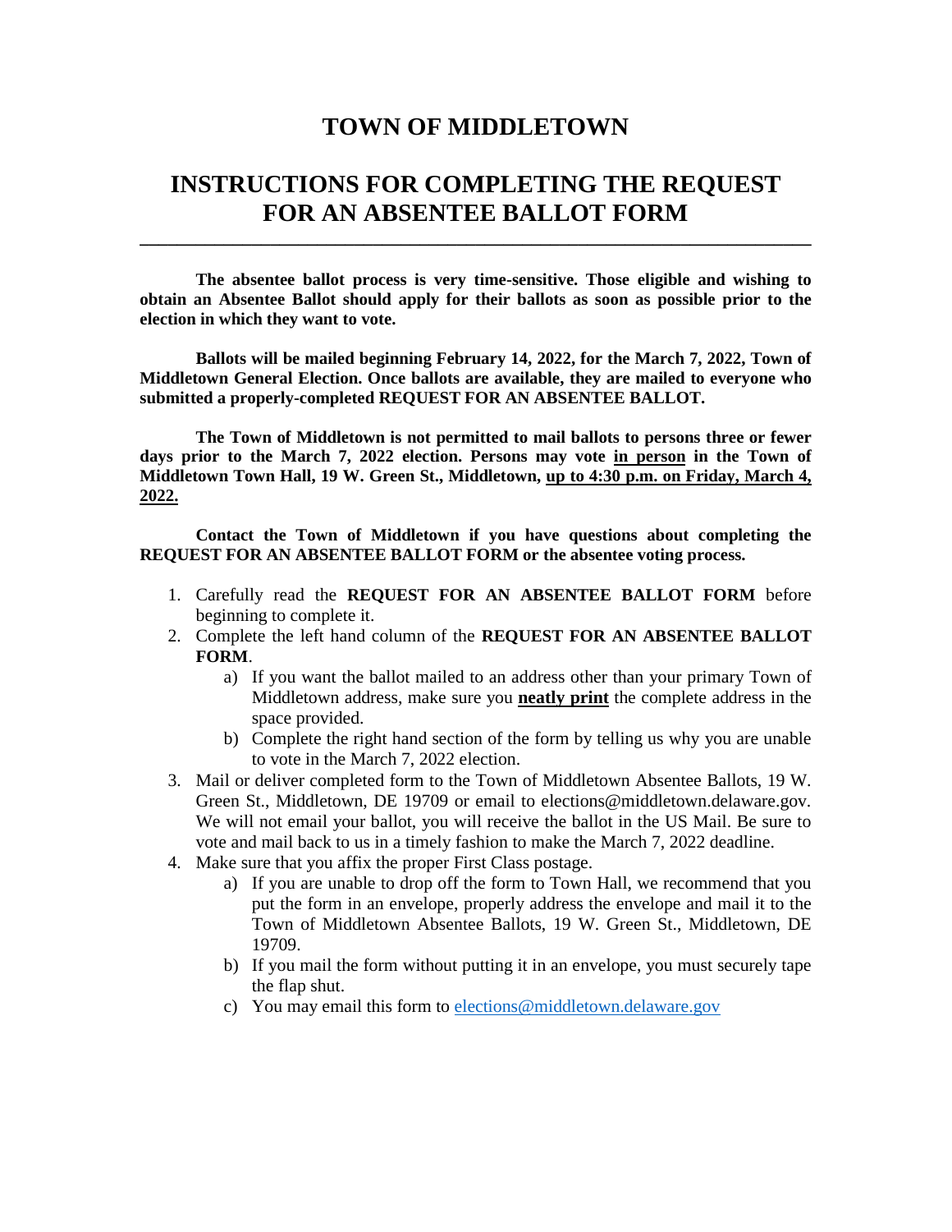# TOWN OF MIDDLETOWN

# INSTRUCTIONS FOR COMPLETING THE REQUEST FOR AN ABSENTEE BALLOT FORM

---

**The absentee ballot process is very time-sensitive. Those eligible and wishing to obtain an Absentee Ballot should apply for their ballots as soon as possible prior to the election in which they want to vote.**

**Ballots will be mailed beginning February 14, 2022, for the March 7, 2022, Town of Middletown General Election. Once ballots are available, they are mailed to everyone who submitted a properly-completed REQUEST FOR AN ABSENTEE BALLOT.**

**The Town of Middletown is not permitted to mail ballots to persons three or fewer days prior to the March 7, 2022 election. Persons may vote <u>in person</u> in the Town of Middletown Town Hall, 19 W. Green St., Middletown, <u>up to 4:30 p.m. on Friday, March 4, 2022.</u>**

**Contact the Town of Middletown if you have questions about completing the REQUEST FOR AN ABSENTEE BALLOT FORM or the absentee voting process.**

1. Carefully read the **REQUEST FOR AN ABSENTEE BALLOT FORM** before beginning to complete it.
2. Complete the left hand column of the **REQUEST FOR AN ABSENTEE BALLOT FORM**.
   a) If you want the ballot mailed to an address other than your primary Town of Middletown address, make sure you **<u>neatly print</u>** the complete address in the space provided.
   b) Complete the right hand section of the form by telling us why you are unable to vote in the March 7, 2022 election.
3. Mail or deliver completed form to the Town of Middletown Absentee Ballots, 19 W. Green St., Middletown, DE 19709 or email to elections@middletown.delaware.gov. We will not email your ballot, you will receive the ballot in the US Mail. Be sure to vote and mail back to us in a timely fashion to make the March 7, 2022 deadline.
4. Make sure that you affix the proper First Class postage.
   a) If you are unable to drop off the form to Town Hall, we recommend that you put the form in an envelope, properly address the envelope and mail it to the Town of Middletown Absentee Ballots, 19 W. Green St., Middletown, DE 19709.
   b) If you mail the form without putting it in an envelope, you must securely tape the flap shut.
   c) You may email this form to elections@middletown.delaware.gov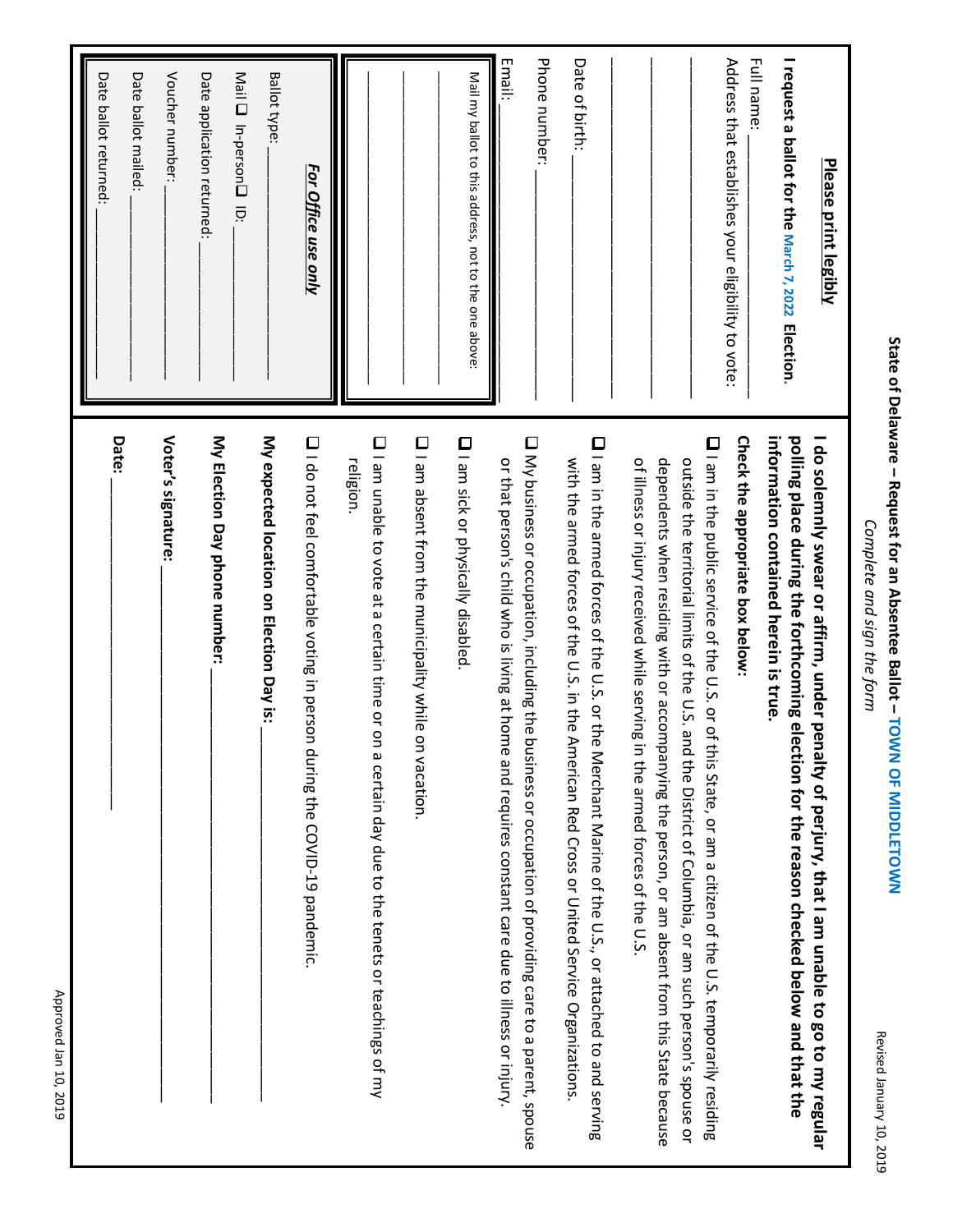# State of Delaware – Request for an Absentee Ballot – TOWN OF MIDDLETOWN

*Complete and sign the form*

Revised January 10, 2019

**Please print legibly**

**I request a ballot for the March 7, 2022 Election.**

Full name: ______________________

Address that establishes your eligibility to vote:

______________________

______________________

______________________

Date of birth: ______________________

Phone number: ______________________

Email: ______________________

Mail my ballot to this address, not to the one above:

______________________

______________________

______________________

***For Office use only***

Ballot type: ______________________

Mail ☐ In-person ☐ ID: ______

Date application returned: ______________

Voucher number: ______________

Date ballot mailed: ______________

Date ballot returned: ______________

**I do solemnly swear or affirm, under penalty of perjury, that I am unable to go to my regular polling place during the forthcoming election for the reason checked below and that the information contained herein is true.**

**Check the appropriate box below:**

☐ I am in the public service of the U.S. or of this State, or am a citizen of the U.S. temporarily residing outside the territorial limits of the U.S. and the District of Columbia, or am such person's spouse or dependents when residing with or accompanying the person, or am absent from this State because of illness or injury received while serving in the armed forces of the U.S.

☐ I am in the armed forces of the U.S. or the Merchant Marine of the U.S., or attached to and serving with the armed forces of the U.S. in the American Red Cross or United Service Organizations.

☐ My business or occupation, including the business or occupation of providing care to a parent, spouse or that person's child who is living at home and requires constant care due to illness or injury.

☐ I am sick or physically disabled.

☐ I am absent from the municipality while on vacation.

☐ I am unable to vote at a certain time or on a certain day due to the tenets or teachings of my religion.

☐ I do not feel comfortable voting in person during the COVID-19 pandemic.

**My expected location on Election Day is:** ______________________

**My Election Day phone number:** ______________________

**Voter's signature:** ______________________

**Date:** ______________________

Approved Jan 10, 2019